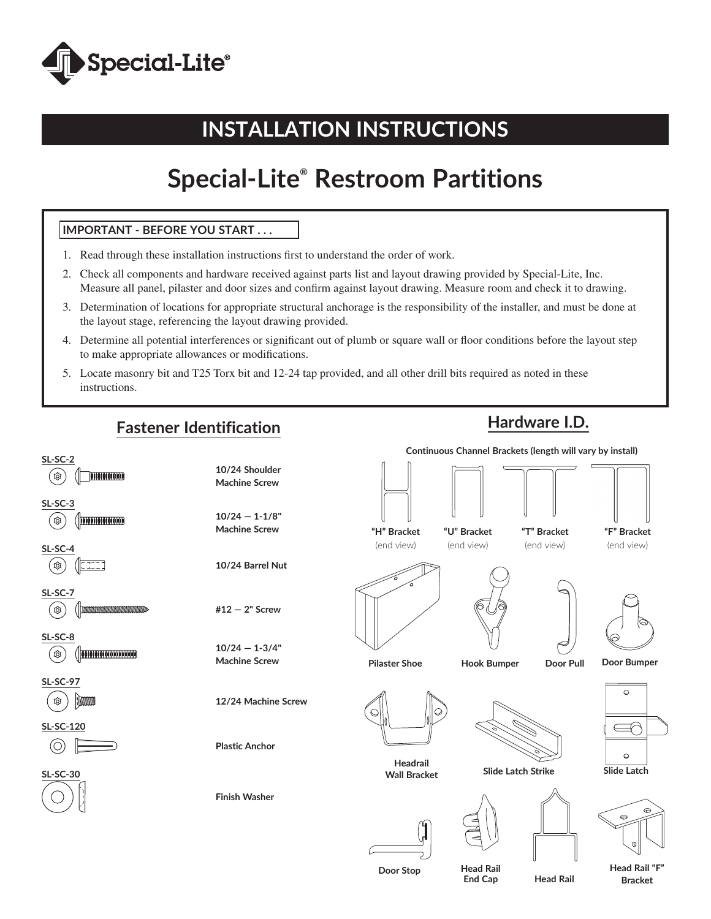# INSTALLATION INSTRUCTIONS

# Special-Lite® Restroom Partitions

**IMPORTANT - BEFORE YOU START . . .**

1. Read through these installation instructions first to understand the order of work.
2. Check all components and hardware received against parts list and layout drawing provided by Special-Lite, Inc. Measure all panel, pilaster and door sizes and confirm against layout drawing. Measure room and check it to drawing.
3. Determination of locations for appropriate structural anchorage is the responsibility of the installer, and must be done at the layout stage, referencing the layout drawing provided.
4. Determine all potential interferences or significant out of plumb or square wall or floor conditions before the layout step to make appropriate allowances or modifications.
5. Locate masonry bit and T25 Torx bit and 12-24 tap provided, and all other drill bits required as noted in these instructions.

## Fastener Identification

| Part No. | Description |
|---|---|
| SL-SC-2 | 10/24 Shoulder Machine Screw |
| SL-SC-3 | 10/24 — 1-1/8" Machine Screw |
| SL-SC-4 | 10/24 Barrel Nut |
| SL-SC-7 | #12 — 2" Screw |
| SL-SC-8 | 10/24 — 1-3/4" Machine Screw |
| SL-SC-97 | 12/24 Machine Screw |
| SL-SC-120 | Plastic Anchor |
| SL-SC-30 | Finish Washer |

## Hardware I.D.

**Continuous Channel Brackets (length will vary by install)**

- "H" Bracket (end view)
- "U" Bracket (end view)
- "T" Bracket (end view)
- "F" Bracket (end view)

- Pilaster Shoe
- Hook Bumper
- Door Pull
- Door Bumper
- Headrail Wall Bracket
- Slide Latch Strike
- Slide Latch
- Door Stop
- Head Rail End Cap
- Head Rail
- Head Rail "F" Bracket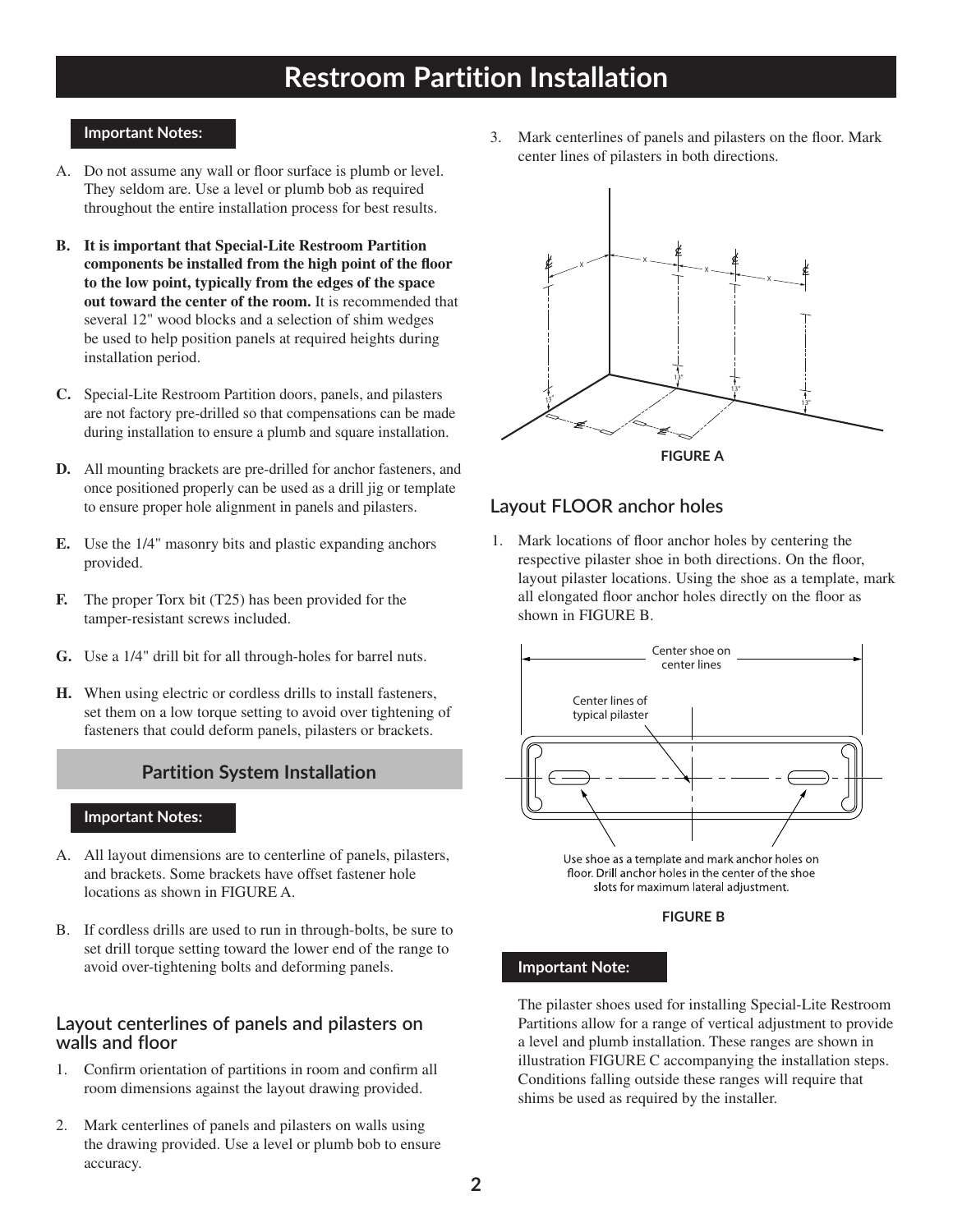# Restroom Partition Installation

**Important Notes:**

A. Do not assume any wall or floor surface is plumb or level. They seldom are. Use a level or plumb bob as required throughout the entire installation process for best results.

**B. It is important that Special-Lite Restroom Partition components be installed from the high point of the floor to the low point, typically from the edges of the space out toward the center of the room.** It is recommended that several 12" wood blocks and a selection of shim wedges be used to help position panels at required heights during installation period.

**C.** Special-Lite Restroom Partition doors, panels, and pilasters are not factory pre-drilled so that compensations can be made during installation to ensure a plumb and square installation.

**D.** All mounting brackets are pre-drilled for anchor fasteners, and once positioned properly can be used as a drill jig or template to ensure proper hole alignment in panels and pilasters.

**E.** Use the 1/4" masonry bits and plastic expanding anchors provided.

**F.** The proper Torx bit (T25) has been provided for the tamper-resistant screws included.

**G.** Use a 1/4" drill bit for all through-holes for barrel nuts.

**H.** When using electric or cordless drills to install fasteners, set them on a low torque setting to avoid over tightening of fasteners that could deform panels, pilasters or brackets.

## Partition System Installation

**Important Notes:**

A. All layout dimensions are to centerline of panels, pilasters, and brackets. Some brackets have offset fastener hole locations as shown in FIGURE A.

B. If cordless drills are used to run in through-bolts, be sure to set drill torque setting toward the lower end of the range to avoid over-tightening bolts and deforming panels.

### Layout centerlines of panels and pilasters on walls and floor

1. Confirm orientation of partitions in room and confirm all room dimensions against the layout drawing provided.
2. Mark centerlines of panels and pilasters on walls using the drawing provided. Use a level or plumb bob to ensure accuracy.
3. Mark centerlines of panels and pilasters on the floor. Mark center lines of pilasters in both directions.

**FIGURE A**

### Layout FLOOR anchor holes

1. Mark locations of floor anchor holes by centering the respective pilaster shoe in both directions. On the floor, layout pilaster locations. Using the shoe as a template, mark all elongated floor anchor holes directly on the floor as shown in FIGURE B.

**FIGURE B**

**Important Note:**

The pilaster shoes used for installing Special-Lite Restroom Partitions allow for a range of vertical adjustment to provide a level and plumb installation. These ranges are shown in illustration FIGURE C accompanying the installation steps. Conditions falling outside these ranges will require that shims be used as required by the installer.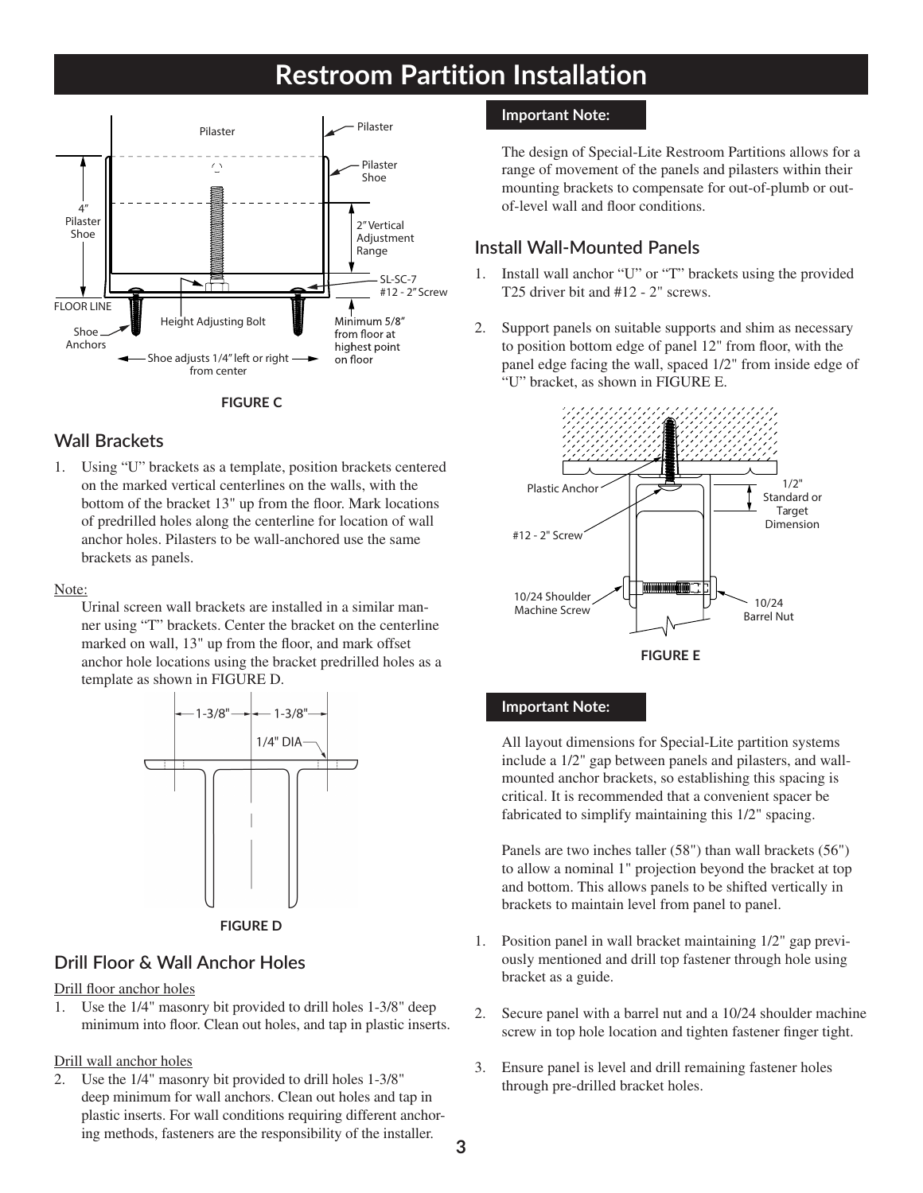# Restroom Partition Installation

FIGURE C

## Wall Brackets

1. Using "U" brackets as a template, position brackets centered on the marked vertical centerlines on the walls, with the bottom of the bracket 13" up from the floor. Mark locations of predrilled holes along the centerline for location of wall anchor holes. Pilasters to be wall-anchored use the same brackets as panels.

Note:

Urinal screen wall brackets are installed in a similar manner using "T" brackets. Center the bracket on the centerline marked on wall, 13" up from the floor, and mark offset anchor hole locations using the bracket predrilled holes as a template as shown in FIGURE D.

FIGURE D

## Drill Floor & Wall Anchor Holes

Drill floor anchor holes

1. Use the 1/4" masonry bit provided to drill holes 1-3/8" deep minimum into floor. Clean out holes, and tap in plastic inserts.

Drill wall anchor holes

2. Use the 1/4" masonry bit provided to drill holes 1-3/8" deep minimum for wall anchors. Clean out holes and tap in plastic inserts. For wall conditions requiring different anchoring methods, fasteners are the responsibility of the installer.

**Important Note:**

The design of Special-Lite Restroom Partitions allows for a range of movement of the panels and pilasters within their mounting brackets to compensate for out-of-plumb or out-of-level wall and floor conditions.

## Install Wall-Mounted Panels

1. Install wall anchor "U" or "T" brackets using the provided T25 driver bit and #12 - 2" screws.

2. Support panels on suitable supports and shim as necessary to position bottom edge of panel 12" from floor, with the panel edge facing the wall, spaced 1/2" from inside edge of "U" bracket, as shown in FIGURE E.

FIGURE E

**Important Note:**

All layout dimensions for Special-Lite partition systems include a 1/2" gap between panels and pilasters, and wall-mounted anchor brackets, so establishing this spacing is critical. It is recommended that a convenient spacer be fabricated to simplify maintaining this 1/2" spacing.

Panels are two inches taller (58") than wall brackets (56") to allow a nominal 1" projection beyond the bracket at top and bottom. This allows panels to be shifted vertically in brackets to maintain level from panel to panel.

1. Position panel in wall bracket maintaining 1/2" gap previously mentioned and drill top fastener through hole using bracket as a guide.

2. Secure panel with a barrel nut and a 10/24 shoulder machine screw in top hole location and tighten fastener finger tight.

3. Ensure panel is level and drill remaining fastener holes through pre-drilled bracket holes.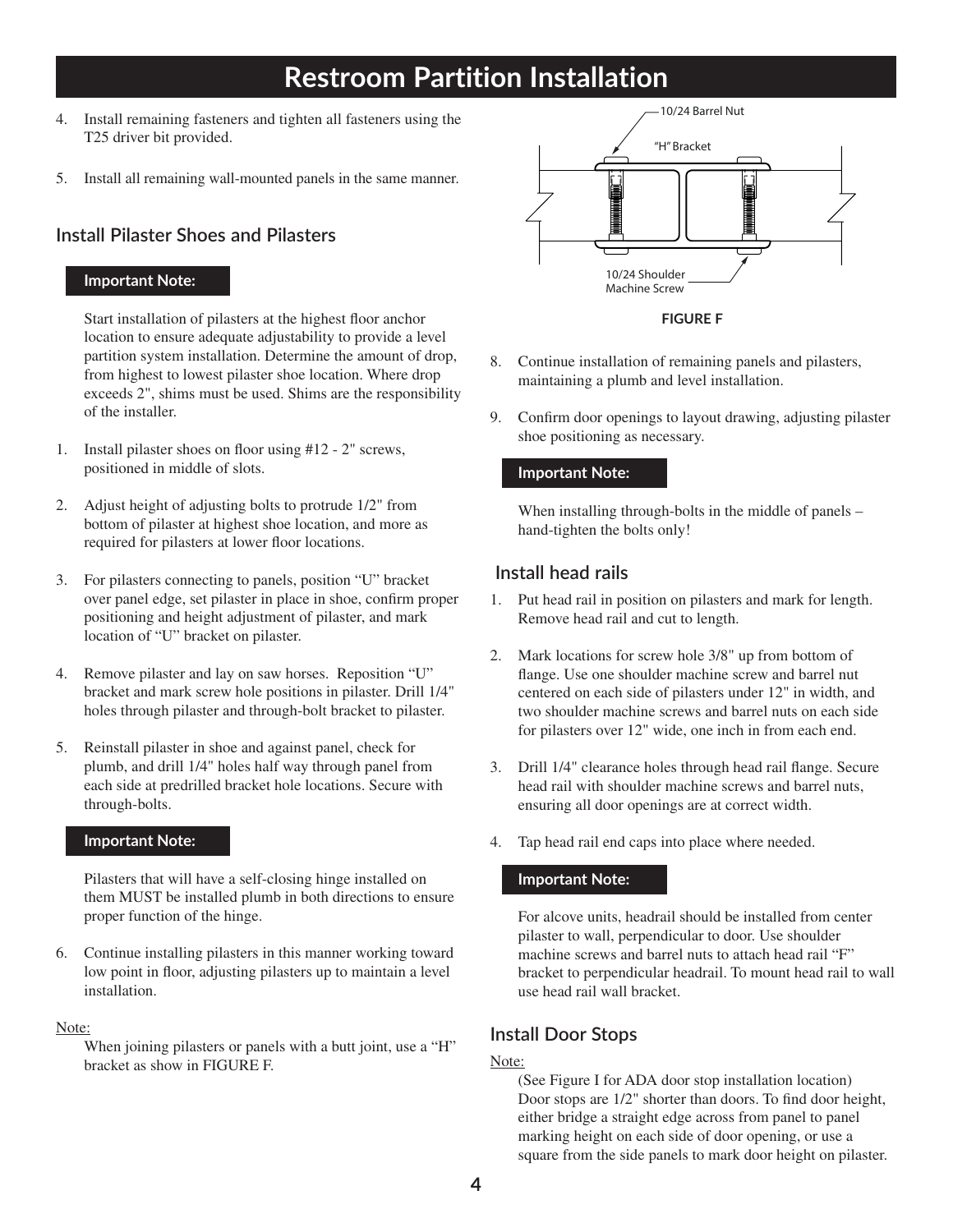# Restroom Partition Installation

4. Install remaining fasteners and tighten all fasteners using the T25 driver bit provided.

5. Install all remaining wall-mounted panels in the same manner.

## Install Pilaster Shoes and Pilasters

**Important Note:**

Start installation of pilasters at the highest floor anchor location to ensure adequate adjustability to provide a level partition system installation. Determine the amount of drop, from highest to lowest pilaster shoe location. Where drop exceeds 2", shims must be used. Shims are the responsibility of the installer.

1. Install pilaster shoes on floor using #12 - 2" screws, positioned in middle of slots.

2. Adjust height of adjusting bolts to protrude 1/2" from bottom of pilaster at highest shoe location, and more as required for pilasters at lower floor locations.

3. For pilasters connecting to panels, position "U" bracket over panel edge, set pilaster in place in shoe, confirm proper positioning and height adjustment of pilaster, and mark location of "U" bracket on pilaster.

4. Remove pilaster and lay on saw horses. Reposition "U" bracket and mark screw hole positions in pilaster. Drill 1/4" holes through pilaster and through-bolt bracket to pilaster.

5. Reinstall pilaster in shoe and against panel, check for plumb, and drill 1/4" holes half way through panel from each side at predrilled bracket hole locations. Secure with through-bolts.

**Important Note:**

Pilasters that will have a self-closing hinge installed on them MUST be installed plumb in both directions to ensure proper function of the hinge.

6. Continue installing pilasters in this manner working toward low point in floor, adjusting pilasters up to maintain a level installation.

Note:

When joining pilasters or panels with a butt joint, use a "H" bracket as show in FIGURE F.

10/24 Barrel Nut

"H" Bracket

10/24 Shoulder Machine Screw

**FIGURE F**

8. Continue installation of remaining panels and pilasters, maintaining a plumb and level installation.

9. Confirm door openings to layout drawing, adjusting pilaster shoe positioning as necessary.

**Important Note:**

When installing through-bolts in the middle of panels – hand-tighten the bolts only!

## Install head rails

1. Put head rail in position on pilasters and mark for length. Remove head rail and cut to length.

2. Mark locations for screw hole 3/8" up from bottom of flange. Use one shoulder machine screw and barrel nut centered on each side of pilasters under 12" in width, and two shoulder machine screws and barrel nuts on each side for pilasters over 12" wide, one inch in from each end.

3. Drill 1/4" clearance holes through head rail flange. Secure head rail with shoulder machine screws and barrel nuts, ensuring all door openings are at correct width.

4. Tap head rail end caps into place where needed.

**Important Note:**

For alcove units, headrail should be installed from center pilaster to wall, perpendicular to door. Use shoulder machine screws and barrel nuts to attach head rail "F" bracket to perpendicular headrail. To mount head rail to wall use head rail wall bracket.

## Install Door Stops

Note:

(See Figure I for ADA door stop installation location)
Door stops are 1/2" shorter than doors. To find door height, either bridge a straight edge across from panel to panel marking height on each side of door opening, or use a square from the side panels to mark door height on pilaster.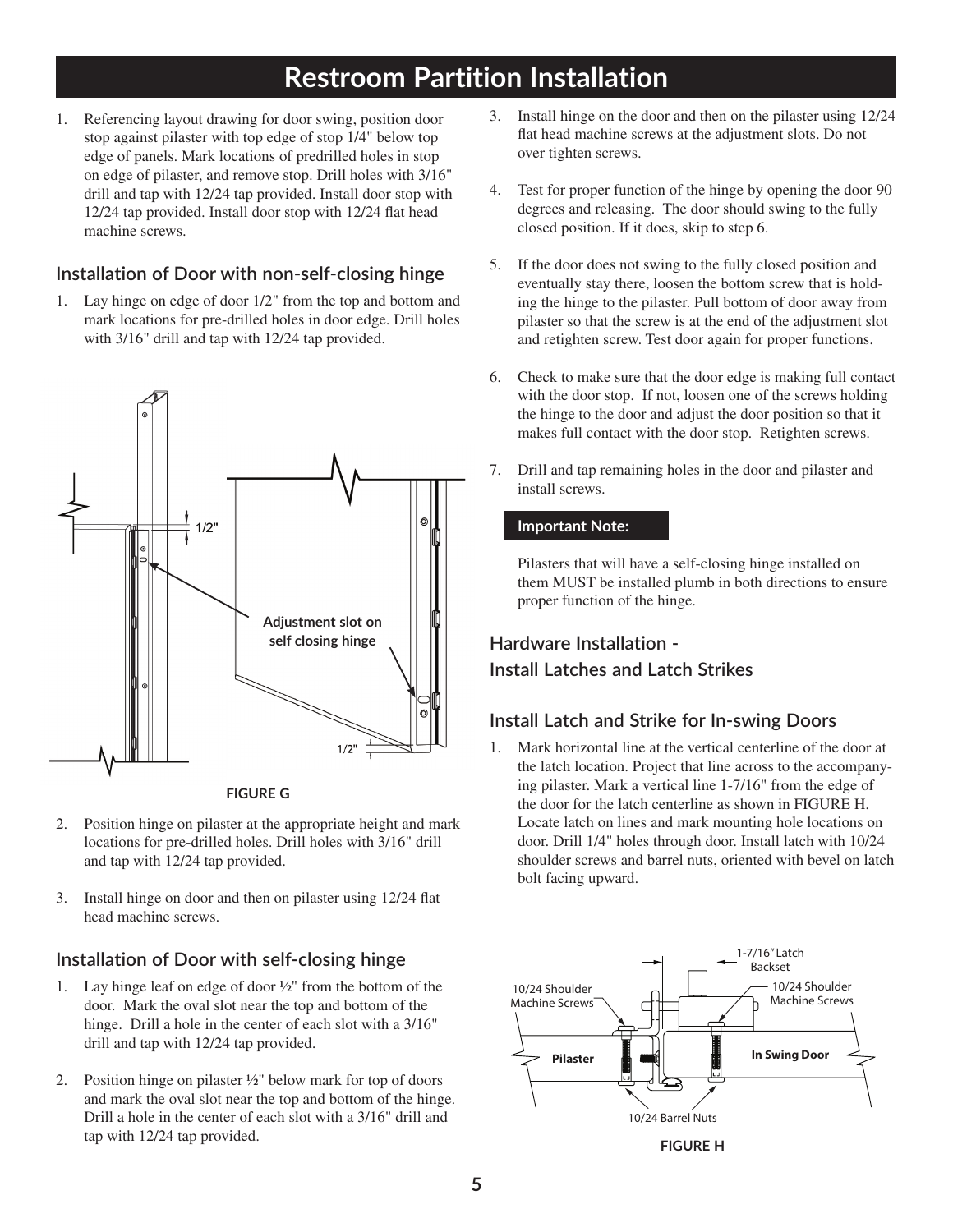# Restroom Partition Installation

1. Referencing layout drawing for door swing, position door stop against pilaster with top edge of stop 1/4" below top edge of panels. Mark locations of predrilled holes in stop on edge of pilaster, and remove stop. Drill holes with 3/16" drill and tap with 12/24 tap provided. Install door stop with 12/24 tap provided. Install door stop with 12/24 flat head machine screws.

## Installation of Door with non-self-closing hinge

1. Lay hinge on edge of door 1/2" from the top and bottom and mark locations for pre-drilled holes in door edge. Drill holes with 3/16" drill and tap with 12/24 tap provided.

FIGURE G

2. Position hinge on pilaster at the appropriate height and mark locations for pre-drilled holes. Drill holes with 3/16" drill and tap with 12/24 tap provided.

3. Install hinge on door and then on pilaster using 12/24 flat head machine screws.

## Installation of Door with self-closing hinge

1. Lay hinge leaf on edge of door ½" from the bottom of the door. Mark the oval slot near the top and bottom of the hinge. Drill a hole in the center of each slot with a 3/16" drill and tap with 12/24 tap provided.

2. Position hinge on pilaster ½" below mark for top of doors and mark the oval slot near the top and bottom of the hinge. Drill a hole in the center of each slot with a 3/16" drill and tap with 12/24 tap provided.

3. Install hinge on the door and then on the pilaster using 12/24 flat head machine screws at the adjustment slots. Do not over tighten screws.

4. Test for proper function of the hinge by opening the door 90 degrees and releasing. The door should swing to the fully closed position. If it does, skip to step 6.

5. If the door does not swing to the fully closed position and eventually stay there, loosen the bottom screw that is holding the hinge to the pilaster. Pull bottom of door away from pilaster so that the screw is at the end of the adjustment slot and retighten screw. Test door again for proper functions.

6. Check to make sure that the door edge is making full contact with the door stop. If not, loosen one of the screws holding the hinge to the door and adjust the door position so that it makes full contact with the door stop. Retighten screws.

7. Drill and tap remaining holes in the door and pilaster and install screws.

**Important Note:**

Pilasters that will have a self-closing hinge installed on them MUST be installed plumb in both directions to ensure proper function of the hinge.

## Hardware Installation - Install Latches and Latch Strikes

## Install Latch and Strike for In-swing Doors

1. Mark horizontal line at the vertical centerline of the door at the latch location. Project that line across to the accompanying pilaster. Mark a vertical line 1-7/16" from the edge of the door for the latch centerline as shown in FIGURE H. Locate latch on lines and mark mounting hole locations on door. Drill 1/4" holes through door. Install latch with 10/24 shoulder screws and barrel nuts, oriented with bevel on latch bolt facing upward.

FIGURE H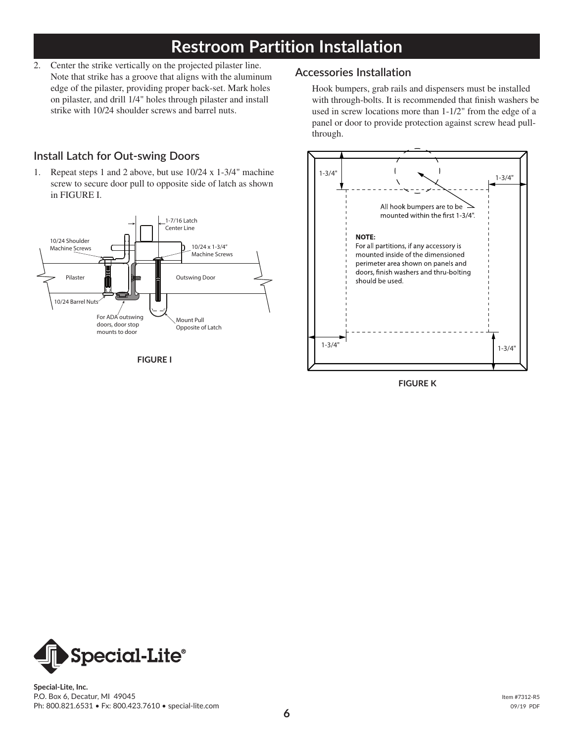# Restroom Partition Installation

2. Center the strike vertically on the projected pilaster line. Note that strike has a groove that aligns with the aluminum edge of the pilaster, providing proper back-set. Mark holes on pilaster, and drill 1/4" holes through pilaster and install strike with 10/24 shoulder screws and barrel nuts.

## Install Latch for Out-swing Doors

1. Repeat steps 1 and 2 above, but use 10/24 x 1-3/4" machine screw to secure door pull to opposite side of latch as shown in FIGURE I.

1-7/16 Latch Center Line

10/24 Shoulder Machine Screws

10/24 x 1-3/4" Machine Screws

Pilaster

Outswing Door

10/24 Barrel Nuts

For ADA outswing doors, door stop mounts to door

Mount Pull Opposite of Latch

**FIGURE I**

## Accessories Installation

Hook bumpers, grab rails and dispensers must be installed with through-bolts. It is recommended that finish washers be used in screw locations more than 1-1/2" from the edge of a panel or door to provide protection against screw head pull-through.

1-3/4"

1-3/4"

All hook bumpers are to be mounted within the first 1-3/4".

**NOTE:**
For all partitions, if any accessory is mounted inside of the dimensioned perimeter area shown on panels and doors, finish washers and thru-bolting should be used.

1-3/4"

1-3/4"

**FIGURE K**

**Special-Lite, Inc.**
P.O. Box 6, Decatur, MI 49045
Ph: 800.821.6531 • Fx: 800.423.7610 • special-lite.com

Item #7312-R5
09/19 PDF